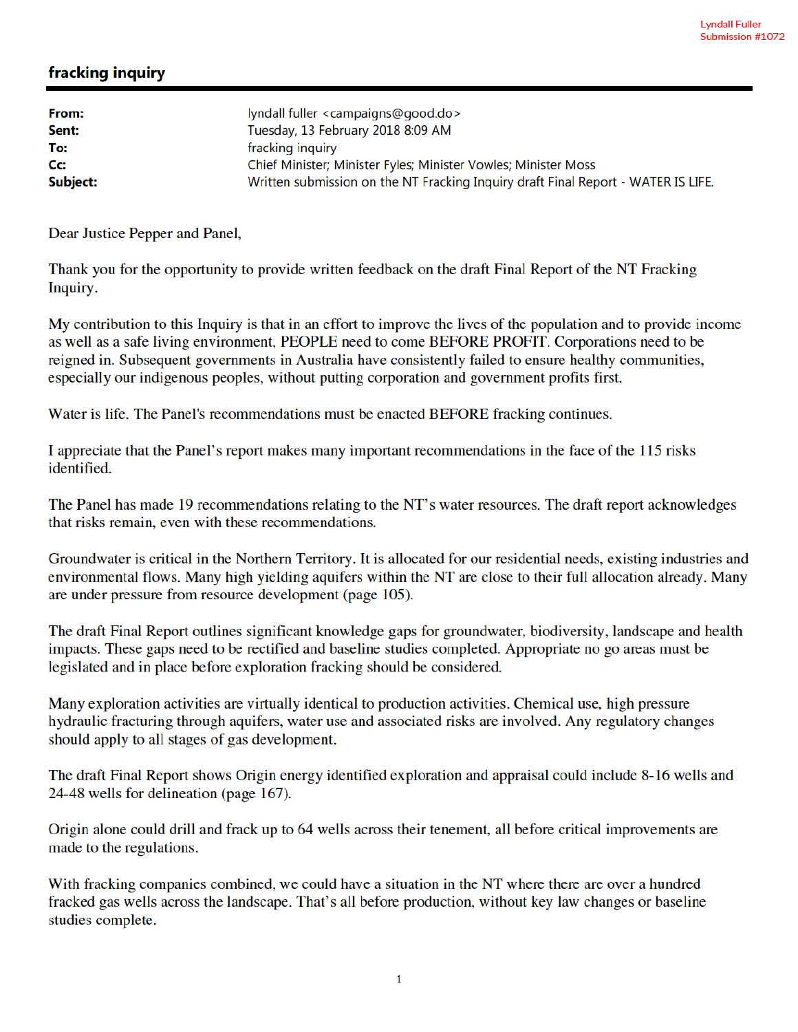Lyndall Fuller
Submission #1072

# fracking inquiry

| | |
|---|---|
| **From:** | lyndall fuller <campaigns@good.do> |
| **Sent:** | Tuesday, 13 February 2018 8:09 AM |
| **To:** | fracking inquiry |
| **Cc:** | Chief Minister; Minister Fyles; Minister Vowles; Minister Moss |
| **Subject:** | Written submission on the NT Fracking Inquiry draft Final Report - WATER IS LIFE. |

Dear Justice Pepper and Panel,

Thank you for the opportunity to provide written feedback on the draft Final Report of the NT Fracking Inquiry.

My contribution to this Inquiry is that in an effort to improve the lives of the population and to provide income as well as a safe living environment, PEOPLE need to come BEFORE PROFIT. Corporations need to be reigned in. Subsequent governments in Australia have consistently failed to ensure healthy communities, especially our indigenous peoples, without putting corporation and government profits first.

Water is life. The Panel's recommendations must be enacted BEFORE fracking continues.

I appreciate that the Panel's report makes many important recommendations in the face of the 115 risks identified.

The Panel has made 19 recommendations relating to the NT's water resources. The draft report acknowledges that risks remain, even with these recommendations.

Groundwater is critical in the Northern Territory. It is allocated for our residential needs, existing industries and environmental flows. Many high yielding aquifers within the NT are close to their full allocation already. Many are under pressure from resource development (page 105).

The draft Final Report outlines significant knowledge gaps for groundwater, biodiversity, landscape and health impacts. These gaps need to be rectified and baseline studies completed. Appropriate no go areas must be legislated and in place before exploration fracking should be considered.

Many exploration activities are virtually identical to production activities. Chemical use, high pressure hydraulic fracturing through aquifers, water use and associated risks are involved. Any regulatory changes should apply to all stages of gas development.

The draft Final Report shows Origin energy identified exploration and appraisal could include 8-16 wells and 24-48 wells for delineation (page 167).

Origin alone could drill and frack up to 64 wells across their tenement, all before critical improvements are made to the regulations.

With fracking companies combined, we could have a situation in the NT where there are over a hundred fracked gas wells across the landscape. That's all before production, without key law changes or baseline studies complete.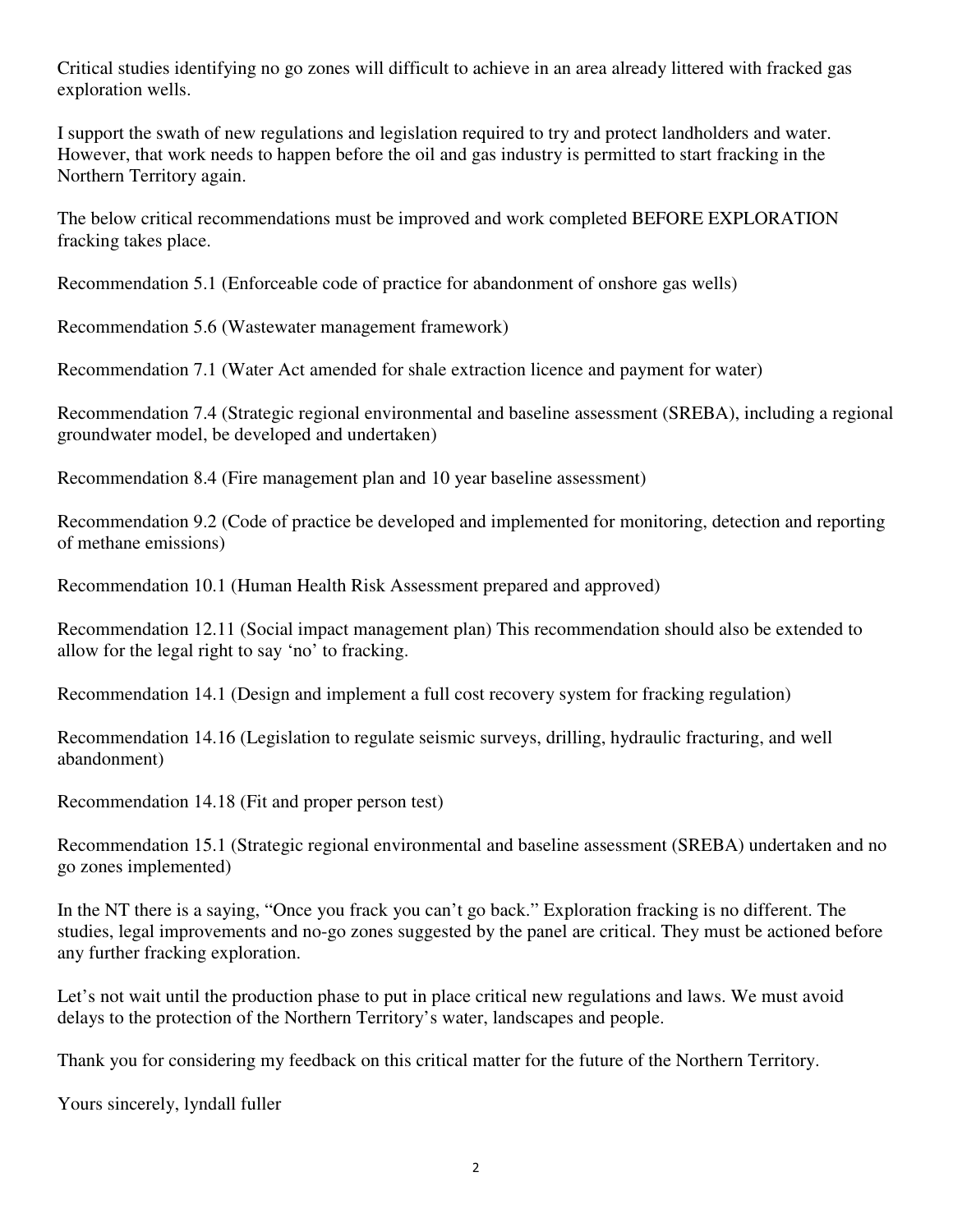Critical studies identifying no go zones will difficult to achieve in an area already littered with fracked gas exploration wells.

I support the swath of new regulations and legislation required to try and protect landholders and water. However, that work needs to happen before the oil and gas industry is permitted to start fracking in the Northern Territory again.

The below critical recommendations must be improved and work completed BEFORE EXPLORATION fracking takes place.

Recommendation 5.1 (Enforceable code of practice for abandonment of onshore gas wells)

Recommendation 5.6 (Wastewater management framework)

Recommendation 7.1 (Water Act amended for shale extraction licence and payment for water)

Recommendation 7.4 (Strategic regional environmental and baseline assessment (SREBA), including a regional groundwater model, be developed and undertaken)

Recommendation 8.4 (Fire management plan and 10 year baseline assessment)

Recommendation 9.2 (Code of practice be developed and implemented for monitoring, detection and reporting of methane emissions)

Recommendation 10.1 (Human Health Risk Assessment prepared and approved)

Recommendation 12.11 (Social impact management plan) This recommendation should also be extended to allow for the legal right to say 'no' to fracking.

Recommendation 14.1 (Design and implement a full cost recovery system for fracking regulation)

Recommendation 14.16 (Legislation to regulate seismic surveys, drilling, hydraulic fracturing, and well abandonment)

Recommendation 14.18 (Fit and proper person test)

Recommendation 15.1 (Strategic regional environmental and baseline assessment (SREBA) undertaken and no go zones implemented)

In the NT there is a saying, "Once you frack you can't go back." Exploration fracking is no different. The studies, legal improvements and no-go zones suggested by the panel are critical. They must be actioned before any further fracking exploration.

Let's not wait until the production phase to put in place critical new regulations and laws. We must avoid delays to the protection of the Northern Territory's water, landscapes and people.

Thank you for considering my feedback on this critical matter for the future of the Northern Territory.

Yours sincerely, lyndall fuller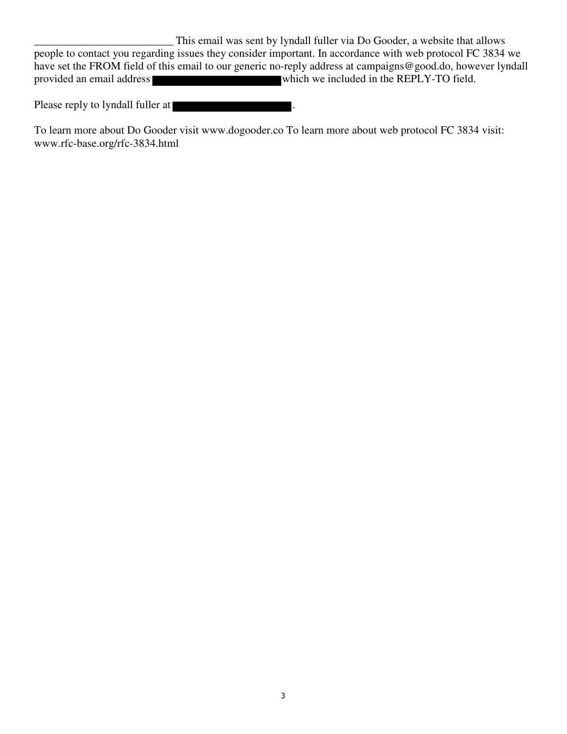_________________________ This email was sent by lyndall fuller via Do Gooder, a website that allows people to contact you regarding issues they consider important. In accordance with web protocol FC 3834 we have set the FROM field of this email to our generic no-reply address at campaigns@good.do, however lyndall provided an email address ██████████████████ which we included in the REPLY-TO field.

Please reply to lyndall fuller at ██████████████████.

To learn more about Do Gooder visit www.dogooder.co To learn more about web protocol FC 3834 visit: www.rfc-base.org/rfc-3834.html